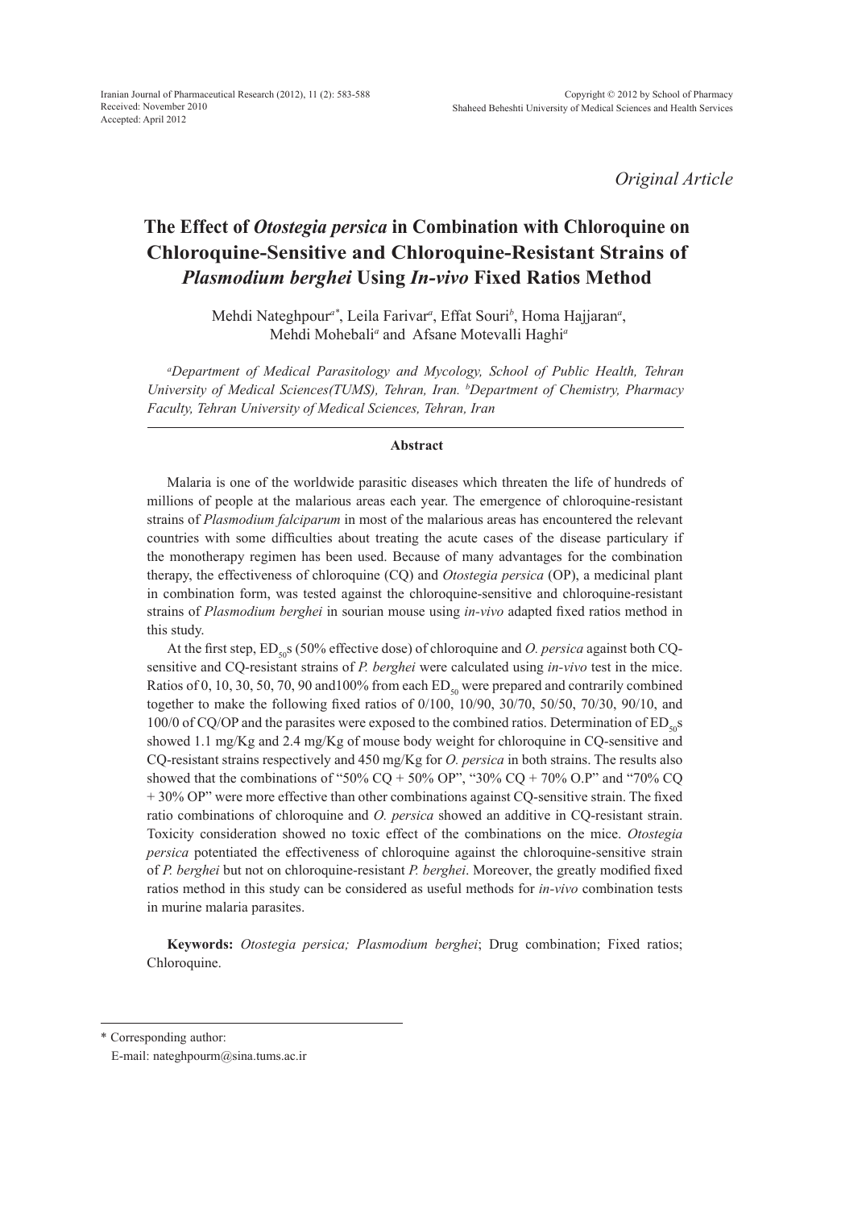Iranian Journal of Pharmaceutical Research (2012), 11 (2): 583-588
Received: November 2010
Accepted: April 2012

Copyright © 2012 by School of Pharmacy
Shaheed Beheshti University of Medical Sciences and Health Services

*Original Article*

# The Effect of *Otostegia persica* in Combination with Chloroquine on Chloroquine-Sensitive and Chloroquine-Resistant Strains of *Plasmodium berghei* Using *In-vivo* Fixed Ratios Method

Mehdi Nateghpour[a*], Leila Farivar[a], Effat Souri[b], Homa Hajjaran[a], Mehdi Mohebali[a] and Afsane Motevalli Haghi[a]

[a]*Department of Medical Parasitology and Mycology, School of Public Health, Tehran University of Medical Sciences(TUMS), Tehran, Iran.* [b]*Department of Chemistry, Pharmacy Faculty, Tehran University of Medical Sciences, Tehran, Iran*

## Abstract

Malaria is one of the worldwide parasitic diseases which threaten the life of hundreds of millions of people at the malarious areas each year. The emergence of chloroquine-resistant strains of *Plasmodium falciparum* in most of the malarious areas has encountered the relevant countries with some difficulties about treating the acute cases of the disease particulary if the monotherapy regimen has been used. Because of many advantages for the combination therapy, the effectiveness of chloroquine (CQ) and *Otostegia persica* (OP), a medicinal plant in combination form, was tested against the chloroquine-sensitive and chloroquine-resistant strains of *Plasmodium berghei* in sourian mouse using *in-vivo* adapted fixed ratios method in this study.

At the first step, $ED_{50}$s (50% effective dose) of chloroquine and *O. persica* against both CQ-sensitive and CQ-resistant strains of *P. berghei* were calculated using *in-vivo* test in the mice. Ratios of 0, 10, 30, 50, 70, 90 and100% from each $ED_{50}$ were prepared and contrarily combined together to make the following fixed ratios of 0/100, 10/90, 30/70, 50/50, 70/30, 90/10, and 100/0 of CQ/OP and the parasites were exposed to the combined ratios. Determination of $ED_{50}$s showed 1.1 mg/Kg and 2.4 mg/Kg of mouse body weight for chloroquine in CQ-sensitive and CQ-resistant strains respectively and 450 mg/Kg for *O. persica* in both strains. The results also showed that the combinations of "50% CQ + 50% OP", "30% CQ + 70% O.P" and "70% CQ + 30% OP" were more effective than other combinations against CQ-sensitive strain. The fixed ratio combinations of chloroquine and *O. persica* showed an additive in CQ-resistant strain. Toxicity consideration showed no toxic effect of the combinations on the mice. *Otostegia persica* potentiated the effectiveness of chloroquine against the chloroquine-sensitive strain of *P. berghei* but not on chloroquine-resistant *P. berghei*. Moreover, the greatly modified fixed ratios method in this study can be considered as useful methods for *in-vivo* combination tests in murine malaria parasites.

**Keywords:** *Otostegia persica; Plasmodium berghei*; Drug combination; Fixed ratios; Chloroquine.

---

\* Corresponding author:
E-mail: nateghpourm@sina.tums.ac.ir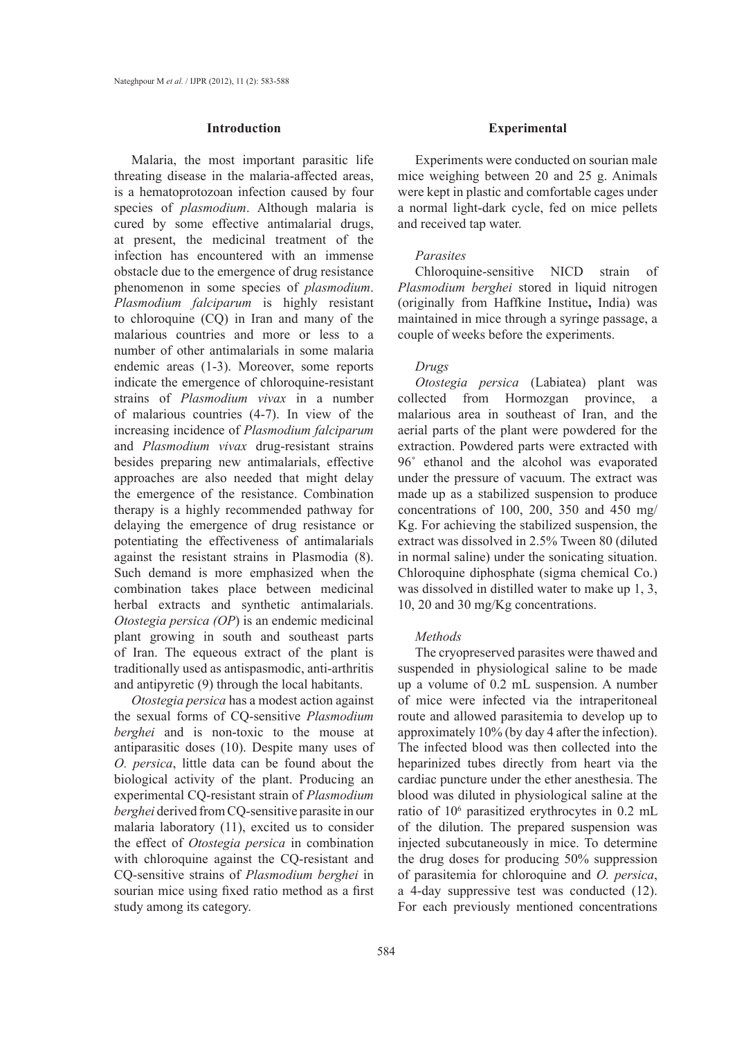## Introduction

Malaria, the most important parasitic life threating disease in the malaria-affected areas, is a hematoprotozoan infection caused by four species of *plasmodium*. Although malaria is cured by some effective antimalarial drugs, at present, the medicinal treatment of the infection has encountered with an immense obstacle due to the emergence of drug resistance phenomenon in some species of *plasmodium*. *Plasmodium falciparum* is highly resistant to chloroquine (CQ) in Iran and many of the malarious countries and more or less to a number of other antimalarials in some malaria endemic areas (1-3). Moreover, some reports indicate the emergence of chloroquine-resistant strains of *Plasmodium vivax* in a number of malarious countries (4-7). In view of the increasing incidence of *Plasmodium falciparum* and *Plasmodium vivax* drug-resistant strains besides preparing new antimalarials, effective approaches are also needed that might delay the emergence of the resistance. Combination therapy is a highly recommended pathway for delaying the emergence of drug resistance or potentiating the effectiveness of antimalarials against the resistant strains in Plasmodia (8). Such demand is more emphasized when the combination takes place between medicinal herbal extracts and synthetic antimalarials. *Otostegia persica (OP*) is an endemic medicinal plant growing in south and southeast parts of Iran. The equeous extract of the plant is traditionally used as antispasmodic, anti-arthritis and antipyretic (9) through the local habitants.

*Otostegia persica* has a modest action against the sexual forms of CQ-sensitive *Plasmodium berghei* and is non-toxic to the mouse at antiparasitic doses (10). Despite many uses of *O. persica*, little data can be found about the biological activity of the plant. Producing an experimental CQ-resistant strain of *Plasmodium berghei* derived from CQ-sensitive parasite in our malaria laboratory (11), excited us to consider the effect of *Otostegia persica* in combination with chloroquine against the CQ-resistant and CQ-sensitive strains of *Plasmodium berghei* in sourian mice using fixed ratio method as a first study among its category.

## Experimental

Experiments were conducted on sourian male mice weighing between 20 and 25 g. Animals were kept in plastic and comfortable cages under a normal light-dark cycle, fed on mice pellets and received tap water.

### *Parasites*

Chloroquine-sensitive NICD strain of *Plasmodium berghei* stored in liquid nitrogen (originally from Haffkine Institue**,** India) was maintained in mice through a syringe passage, a couple of weeks before the experiments.

### *Drugs*

*Otostegia persica* (Labiatea) plant was collected from Hormozgan province, a malarious area in southeast of Iran, and the aerial parts of the plant were powdered for the extraction. Powdered parts were extracted with 96˚ ethanol and the alcohol was evaporated under the pressure of vacuum. The extract was made up as a stabilized suspension to produce concentrations of 100, 200, 350 and 450 mg/Kg. For achieving the stabilized suspension, the extract was dissolved in 2.5% Tween 80 (diluted in normal saline) under the sonicating situation. Chloroquine diphosphate (sigma chemical Co.) was dissolved in distilled water to make up 1, 3, 10, 20 and 30 mg/Kg concentrations.

### *Methods*

The cryopreserved parasites were thawed and suspended in physiological saline to be made up a volume of 0.2 mL suspension. A number of mice were infected via the intraperitoneal route and allowed parasitemia to develop up to approximately 10% (by day 4 after the infection). The infected blood was then collected into the heparinized tubes directly from heart via the cardiac puncture under the ether anesthesia. The blood was diluted in physiological saline at the ratio of $10^6$ parasitized erythrocytes in 0.2 mL of the dilution. The prepared suspension was injected subcutaneously in mice. To determine the drug doses for producing 50% suppression of parasitemia for chloroquine and *O. persica*, a 4-day suppressive test was conducted (12). For each previously mentioned concentrations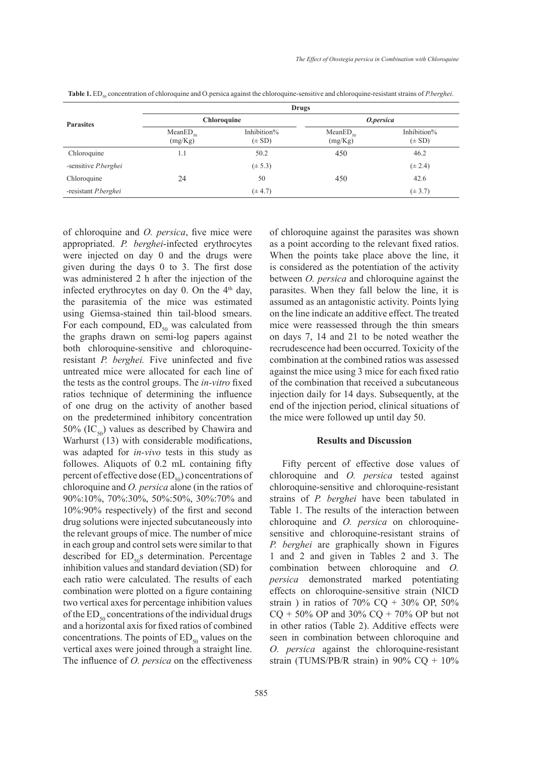**Table 1.** $ED_{50}$ concentration of chloroquine and O.persica against the chloroquine-sensitive and chloroquine-resistant strains of *P.berghei*.

| Parasites | Drugs | | | |
|---|---|---|---|---|
| | Chloroquine | | *O.persica* | |
| | Mean$ED_{50}$ (mg/Kg) | Inhibition% (± SD) | Mean$ED_{50}$ (mg/Kg) | Inhibition% (± SD) |
| Chloroquine -sensitive *P.berghei* | 1.1 | 50.2 (± 5.3) | 450 | 46.2 (± 2.4) |
| Chloroquine -resistant *P.berghei* | 24 | 50 (± 4.7) | 450 | 42.6 (± 3.7) |

of chloroquine and *O. persica*, five mice were appropriated. *P. berghei*-infected erythrocytes were injected on day 0 and the drugs were given during the days 0 to 3. The first dose was administered 2 h after the injection of the infected erythrocytes on day 0. On the 4th day, the parasitemia of the mice was estimated using Giemsa-stained thin tail-blood smears. For each compound, $ED_{50}$ was calculated from the graphs drawn on semi-log papers against both chloroquine-sensitive and chloroquine-resistant *P. berghei.* Five uninfected and five untreated mice were allocated for each line of the tests as the control groups. The *in-vitro* fixed ratios technique of determining the influence of one drug on the activity of another based on the predetermined inhibitory concentration 50% ($IC_{50}$) values as described by Chawira and Warhurst (13) with considerable modifications, was adapted for *in-vivo* tests in this study as followes. Aliquots of 0.2 mL containing fifty percent of effective dose ($ED_{50}$) concentrations of chloroquine and *O. persica* alone (in the ratios of 90%:10%, 70%:30%, 50%:50%, 30%:70% and 10%:90% respectively) of the first and second drug solutions were injected subcutaneously into the relevant groups of mice. The number of mice in each group and control sets were similar to that described for $ED_{50}$s determination. Percentage inhibition values and standard deviation (SD) for each ratio were calculated. The results of each combination were plotted on a figure containing two vertical axes for percentage inhibition values of the $ED_{50}$ concentrations of the individual drugs and a horizontal axis for fixed ratios of combined concentrations. The points of $ED_{50}$ values on the vertical axes were joined through a straight line. The influence of *O. persica* on the effectiveness of chloroquine against the parasites was shown as a point according to the relevant fixed ratios. When the points take place above the line, it is considered as the potentiation of the activity between *O. persica* and chloroquine against the parasites. When they fall below the line, it is assumed as an antagonistic activity. Points lying on the line indicate an additive effect. The treated mice were reassessed through the thin smears on days 7, 14 and 21 to be noted weather the recrudescence had been occurred. Toxicity of the combination at the combined ratios was assessed against the mice using 3 mice for each fixed ratio of the combination that received a subcutaneous injection daily for 14 days. Subsequently, at the end of the injection period, clinical situations of the mice were followed up until day 50.

## Results and Discussion

Fifty percent of effective dose values of chloroquine and *O. persica* tested against chloroquine-sensitive and chloroquine-resistant strains of *P. berghei* have been tabulated in Table 1. The results of the interaction between chloroquine and *O. persica* on chloroquine-sensitive and chloroquine-resistant strains of *P. berghei* are graphically shown in Figures 1 and 2 and given in Tables 2 and 3. The combination between chloroquine and *O. persica* demonstrated marked potentiating effects on chloroquine-sensitive strain (NICD strain ) in ratios of 70% CQ + 30% OP, 50% CQ + 50% OP and 30% CQ + 70% OP but not in other ratios (Table 2). Additive effects were seen in combination between chloroquine and *O. persica* against the chloroquine-resistant strain (TUMS/PB/R strain) in 90% CQ + 10%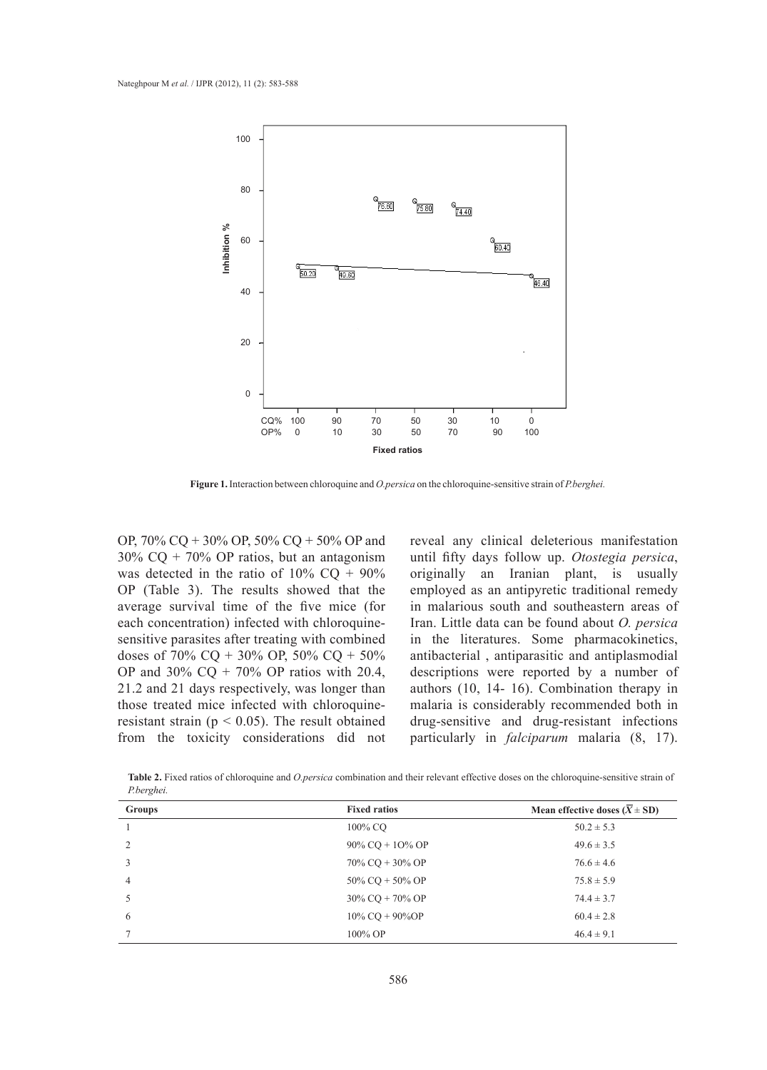100

80

60

40

20

0

Inhibition %

76.80

75.80

74.40

60.40

50.20

49.60

46.40

CQ% 100 90 70 50 30 10 0

OP% 0 10 30 50 70 90 100

Fixed ratios

**Figure 1.** Interaction between chloroquine and *O.persica* on the chloroquine-sensitive strain of *P.berghei.*

OP, 70% CQ + 30% OP, 50% CQ + 50% OP and 30% CQ + 70% OP ratios, but an antagonism was detected in the ratio of 10% CQ + 90% OP (Table 3). The results showed that the average survival time of the five mice (for each concentration) infected with chloroquine-sensitive parasites after treating with combined doses of 70% CQ + 30% OP, 50% CQ + 50% OP and 30% CQ + 70% OP ratios with 20.4, 21.2 and 21 days respectively, was longer than those treated mice infected with chloroquine-resistant strain ($p < 0.05$). The result obtained from the toxicity considerations did not reveal any clinical deleterious manifestation until fifty days follow up. *Otostegia persica*, originally an Iranian plant, is usually employed as an antipyretic traditional remedy in malarious south and southeastern areas of Iran. Little data can be found about *O. persica* in the literatures. Some pharmacokinetics, antibacterial , antiparasitic and antiplasmodial descriptions were reported by a number of authors (10, 14- 16). Combination therapy in malaria is considerably recommended both in drug-sensitive and drug-resistant infections particularly in *falciparum* malaria (8, 17).

**Table 2.** Fixed ratios of chloroquine and *O.persica* combination and their relevant effective doses on the chloroquine-sensitive strain of *P.berghei.*

| Groups | Fixed ratios | Mean effective doses ($\bar{X} \pm$ SD) |
|---|---|---|
| 1 | 100% CQ | $50.2 \pm 5.3$ |
| 2 | 90% CQ + 1O% OP | $49.6 \pm 3.5$ |
| 3 | 70% CQ + 30% OP | $76.6 \pm 4.6$ |
| 4 | 50% CQ + 50% OP | $75.8 \pm 5.9$ |
| 5 | 30% CQ + 70% OP | $74.4 \pm 3.7$ |
| 6 | 10% CQ + 90%OP | $60.4 \pm 2.8$ |
| 7 | 100% OP | $46.4 \pm 9.1$ |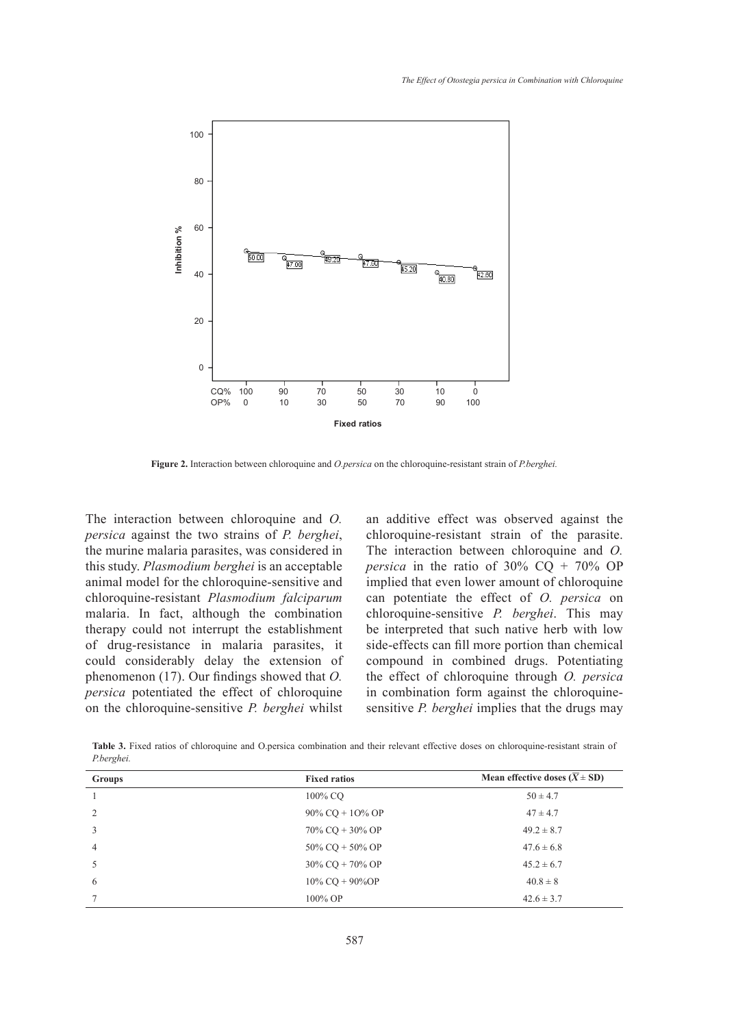Inhibition %

100

80

60

40

20

0

50.00

47.00

49.20

47.60

45.20

40.80

42.60

CQ% 100 90 70 50 30 10 0

OP% 0 10 30 50 70 90 100

Fixed ratios

**Figure 2.** Interaction between chloroquine and *O.persica* on the chloroquine-resistant strain of *P.berghei.*

The interaction between chloroquine and *O. persica* against the two strains of *P. berghei*, the murine malaria parasites, was considered in this study. *Plasmodium berghei* is an acceptable animal model for the chloroquine-sensitive and chloroquine-resistant *Plasmodium falciparum* malaria. In fact, although the combination therapy could not interrupt the establishment of drug-resistance in malaria parasites, it could considerably delay the extension of phenomenon (17). Our findings showed that *O. persica* potentiated the effect of chloroquine on the chloroquine-sensitive *P. berghei* whilst an additive effect was observed against the chloroquine-resistant strain of the parasite. The interaction between chloroquine and *O. persica* in the ratio of 30% CQ + 70% OP implied that even lower amount of chloroquine can potentiate the effect of *O. persica* on chloroquine-sensitive *P. berghei*. This may be interpreted that such native herb with low side-effects can fill more portion than chemical compound in combined drugs. Potentiating the effect of chloroquine through *O. persica* in combination form against the chloroquine-sensitive *P. berghei* implies that the drugs may

**Table 3.** Fixed ratios of chloroquine and O.persica combination and their relevant effective doses on chloroquine-resistant strain of *P.berghei.*

| Groups | Fixed ratios | Mean effective doses ($\overline{X} \pm$ SD) |
|---|---|---|
| 1 | 100% CQ | $50 \pm 4.7$ |
| 2 | 90% CQ + 1O% OP | $47 \pm 4.7$ |
| 3 | 70% CQ + 30% OP | $49.2 \pm 8.7$ |
| 4 | 50% CQ + 50% OP | $47.6 \pm 6.8$ |
| 5 | 30% CQ + 70% OP | $45.2 \pm 6.7$ |
| 6 | 10% CQ + 90%OP | $40.8 \pm 8$ |
| 7 | 100% OP | $42.6 \pm 3.7$ |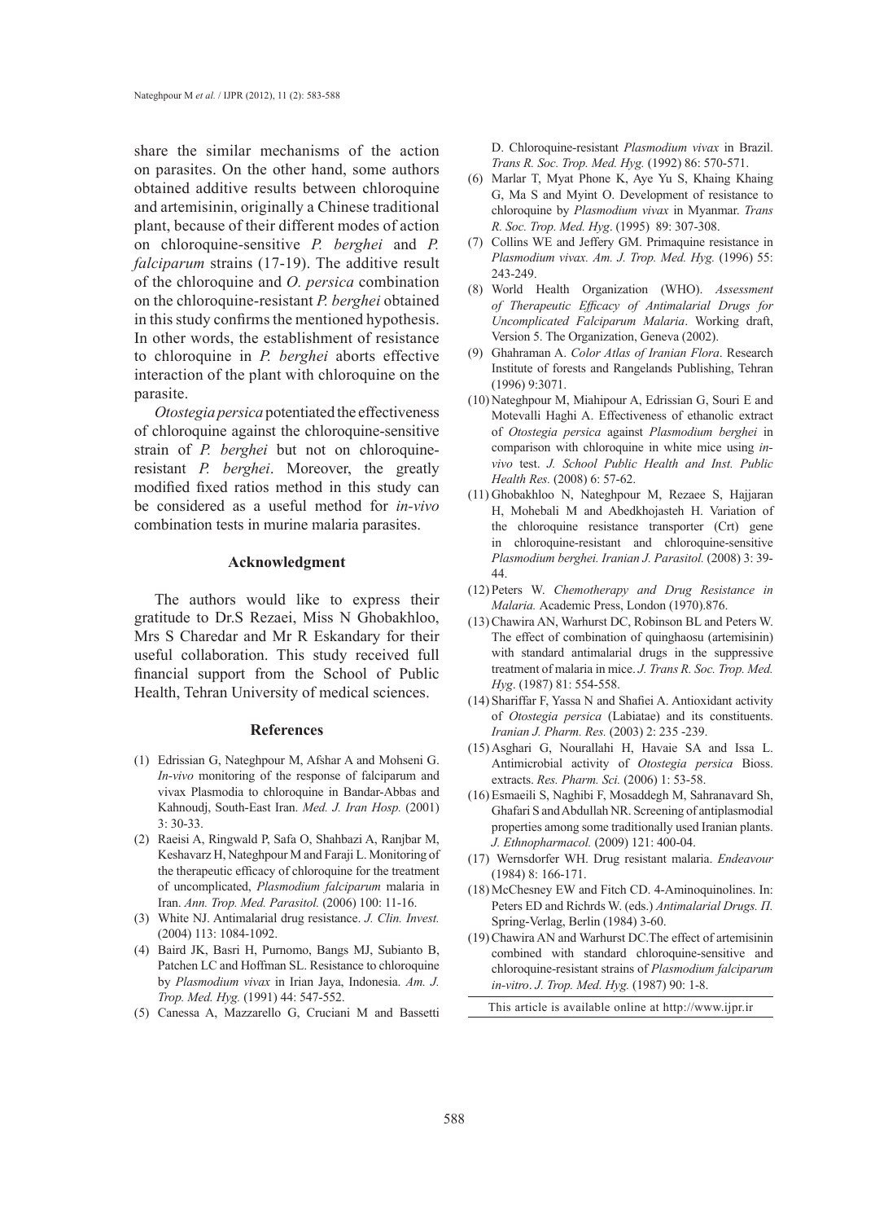share the similar mechanisms of the action on parasites. On the other hand, some authors obtained additive results between chloroquine and artemisinin, originally a Chinese traditional plant, because of their different modes of action on chloroquine-sensitive *P. berghei* and *P. falciparum* strains (17-19). The additive result of the chloroquine and *O. persica* combination on the chloroquine-resistant *P. berghei* obtained in this study confirms the mentioned hypothesis. In other words, the establishment of resistance to chloroquine in *P. berghei* aborts effective interaction of the plant with chloroquine on the parasite.

*Otostegia persica* potentiated the effectiveness of chloroquine against the chloroquine-sensitive strain of *P. berghei* but not on chloroquine-resistant *P. berghei*. Moreover, the greatly modified fixed ratios method in this study can be considered as a useful method for *in-vivo* combination tests in murine malaria parasites.

## Acknowledgment

The authors would like to express their gratitude to Dr.S Rezaei, Miss N Ghobakhloo, Mrs S Charedar and Mr R Eskandary for their useful collaboration. This study received full financial support from the School of Public Health, Tehran University of medical sciences.

## References

(1) Edrissian G, Nateghpour M, Afshar A and Mohseni G. *In-vivo* monitoring of the response of falciparum and vivax Plasmodia to chloroquine in Bandar-Abbas and Kahnoudj, South-East Iran. *Med. J. Iran Hosp.* (2001) 3: 30-33.

(2) Raeisi A, Ringwald P, Safa O, Shahbazi A, Ranjbar M, Keshavarz H, Nateghpour M and Faraji L. Monitoring of the therapeutic efficacy of chloroquine for the treatment of uncomplicated, *Plasmodium falciparum* malaria in Iran. *Ann. Trop. Med. Parasitol.* (2006) 100: 11-16.

(3) White NJ. Antimalarial drug resistance. *J. Clin. Invest.* (2004) 113: 1084-1092.

(4) Baird JK, Basri H, Purnomo, Bangs MJ, Subianto B, Patchen LC and Hoffman SL. Resistance to chloroquine by *Plasmodium vivax* in Irian Jaya, Indonesia. *Am. J. Trop. Med. Hyg.* (1991) 44: 547-552.

(5) Canessa A, Mazzarello G, Cruciani M and Bassetti D. Chloroquine-resistant *Plasmodium vivax* in Brazil. *Trans R. Soc. Trop. Med. Hyg.* (1992) 86: 570-571.

(6) Marlar T, Myat Phone K, Aye Yu S, Khaing Khaing G, Ma S and Myint O. Development of resistance to chloroquine by *Plasmodium vivax* in Myanmar. *Trans R. Soc. Trop. Med. Hyg*. (1995) 89: 307-308.

(7) Collins WE and Jeffery GM. Primaquine resistance in *Plasmodium vivax. Am. J. Trop. Med. Hyg.* (1996) 55: 243-249.

(8) World Health Organization (WHO). *Assessment of Therapeutic Efficacy of Antimalarial Drugs for Uncomplicated Falciparum Malaria*. Working draft, Version 5. The Organization, Geneva (2002).

(9) Ghahraman A. *Color Atlas of Iranian Flora*. Research Institute of forests and Rangelands Publishing, Tehran (1996) 9:3071.

(10) Nateghpour M, Miahipour A, Edrissian G, Souri E and Motevalli Haghi A. Effectiveness of ethanolic extract of *Otostegia persica* against *Plasmodium berghei* in comparison with chloroquine in white mice using *in-vivo* test. *J. School Public Health and Inst. Public Health Res.* (2008) 6: 57-62.

(11) Ghobakhloo N, Nateghpour M, Rezaee S, Hajjaran H, Mohebali M and Abedkhojasteh H. Variation of the chloroquine resistance transporter (Crt) gene in chloroquine-resistant and chloroquine-sensitive *Plasmodium berghei. Iranian J. Parasitol.* (2008) 3: 39-44.

(12) Peters W. *Chemotherapy and Drug Resistance in Malaria.* Academic Press, London (1970).876.

(13) Chawira AN, Warhurst DC, Robinson BL and Peters W. The effect of combination of quinghaosu (artemisinin) with standard antimalarial drugs in the suppressive treatment of malaria in mice. *J. Trans R. Soc. Trop. Med. Hyg*. (1987) 81: 554-558.

(14) Shariffar F, Yassa N and Shafiei A. Antioxidant activity of *Otostegia persica* (Labiatae) and its constituents. *Iranian J. Pharm. Res.* (2003) 2: 235 -239.

(15) Asghari G, Nourallahi H, Havaie SA and Issa L. Antimicrobial activity of *Otostegia persica* Bioss. extracts. *Res. Pharm. Sci.* (2006) 1: 53-58.

(16) Esmaeili S, Naghibi F, Mosaddegh M, Sahranavard Sh, Ghafari S and Abdullah NR. Screening of antiplasmodial properties among some traditionally used Iranian plants. *J. Ethnopharmacol.* (2009) 121: 400-04.

(17) Wernsdorfer WH. Drug resistant malaria. *Endeavour* (1984) 8: 166-171.

(18) McChesney EW and Fitch CD. 4-Aminoquinolines. In: Peters ED and Richrds W. (eds.) *Antimalarial Drugs. II.* Spring-Verlag, Berlin (1984) 3-60.

(19) Chawira AN and Warhurst DC.The effect of artemisinin combined with standard chloroquine-sensitive and chloroquine-resistant strains of *Plasmodium falciparum in-vitro*. *J. Trop. Med. Hyg.* (1987) 90: 1-8.

This article is available online at http://www.ijpr.ir